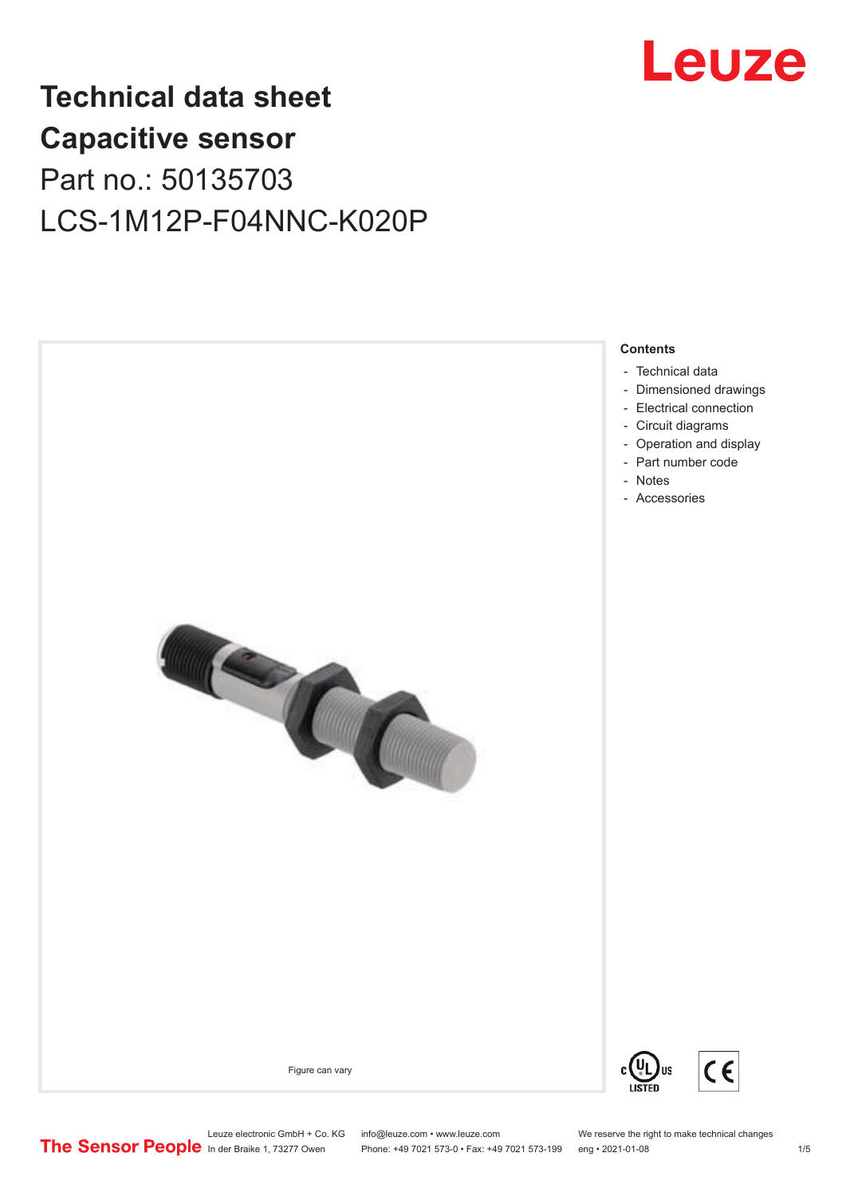# Technical data sheet
# Capacitive sensor

Part no.: 50135703

LCS-1M12P-F04NNC-K020P

Figure can vary

**Contents**

- Technical data
- Dimensioned drawings
- Electrical connection
- Circuit diagrams
- Operation and display
- Part number code
- Notes
- Accessories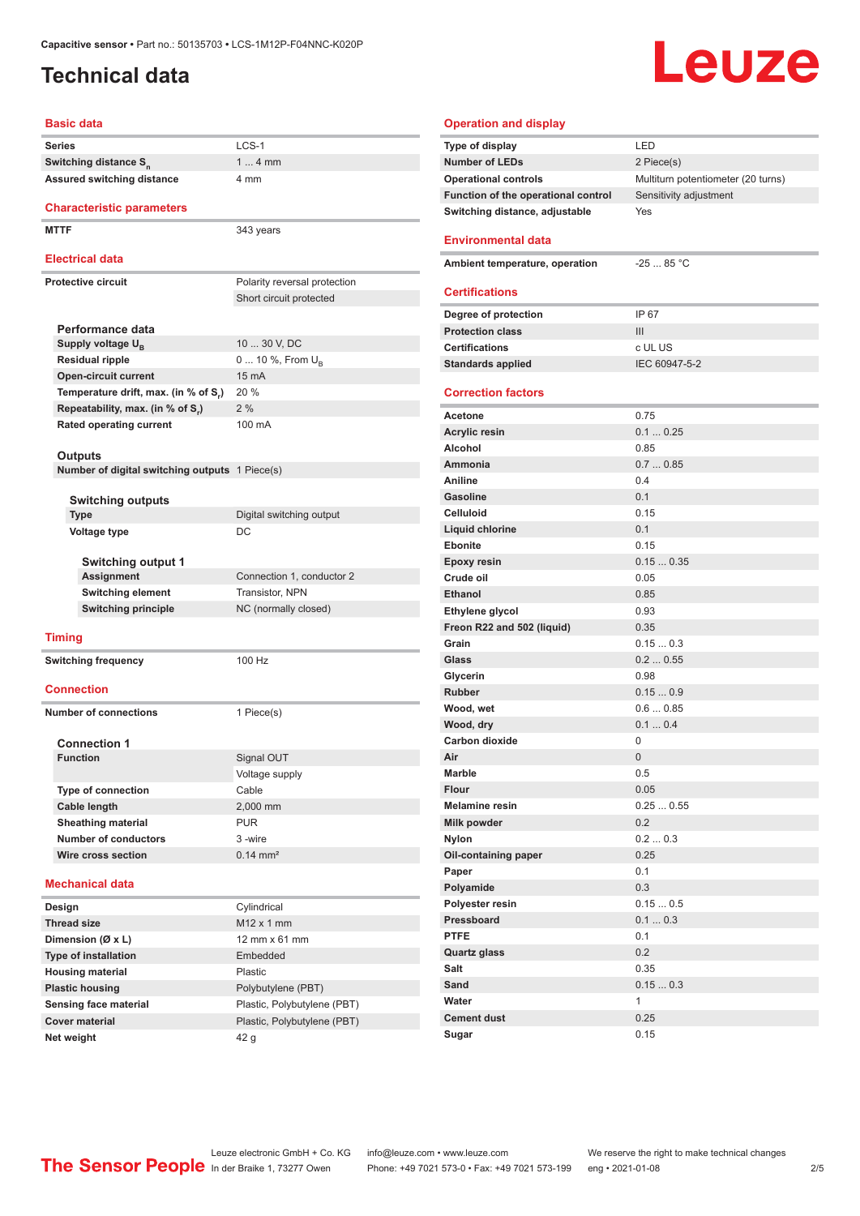Capacitive sensor • Part no.: 50135703 • LCS-1M12P-F04NNC-K020P

# Technical data

## Basic data

| | |
|---|---|
| Series | LCS-1 |
| Switching distance $S_n$ | 1 ... 4 mm |
| Assured switching distance | 4 mm |

## Characteristic parameters

| | |
|---|---|
| MTTF | 343 years |

## Electrical data

| | |
|---|---|
| Protective circuit | Polarity reversal protection |
| | Short circuit protected |

### Performance data

| | |
|---|---|
| Supply voltage $U_B$ | 10 ... 30 V, DC |
| Residual ripple | 0 ... 10 %, From $U_B$ |
| Open-circuit current | 15 mA |
| Temperature drift, max. (in % of $S_r$) | 20 % |
| Repeatability, max. (in % of $S_r$) | 2 % |
| Rated operating current | 100 mA |

### Outputs

| | |
|---|---|
| Number of digital switching outputs | 1 Piece(s) |

#### Switching outputs

| | |
|---|---|
| Type | Digital switching output |
| Voltage type | DC |

##### Switching output 1

| | |
|---|---|
| Assignment | Connection 1, conductor 2 |
| Switching element | Transistor, NPN |
| Switching principle | NC (normally closed) |

## Timing

| | |
|---|---|
| Switching frequency | 100 Hz |

## Connection

| | |
|---|---|
| Number of connections | 1 Piece(s) |

### Connection 1

| | |
|---|---|
| Function | Signal OUT |
| | Voltage supply |
| Type of connection | Cable |
| Cable length | 2,000 mm |
| Sheathing material | PUR |
| Number of conductors | 3 -wire |
| Wire cross section | 0.14 mm² |

## Mechanical data

| | |
|---|---|
| Design | Cylindrical |
| Thread size | M12 x 1 mm |
| Dimension (Ø x L) | 12 mm x 61 mm |
| Type of installation | Embedded |
| Housing material | Plastic |
| Plastic housing | Polybutylene (PBT) |
| Sensing face material | Plastic, Polybutylene (PBT) |
| Cover material | Plastic, Polybutylene (PBT) |
| Net weight | 42 g |

## Operation and display

| | |
|---|---|
| Type of display | LED |
| Number of LEDs | 2 Piece(s) |
| Operational controls | Multiturn potentiometer (20 turns) |
| Function of the operational control | Sensitivity adjustment |
| Switching distance, adjustable | Yes |

## Environmental data

| | |
|---|---|
| Ambient temperature, operation | -25 ... 85 °C |

## Certifications

| | |
|---|---|
| Degree of protection | IP 67 |
| Protection class | III |
| Certifications | c UL US |
| Standards applied | IEC 60947-5-2 |

## Correction factors

| | |
|---|---|
| Acetone | 0.75 |
| Acrylic resin | 0.1 ... 0.25 |
| Alcohol | 0.85 |
| Ammonia | 0.7 ... 0.85 |
| Aniline | 0.4 |
| Gasoline | 0.1 |
| Celluloid | 0.15 |
| Liquid chlorine | 0.1 |
| Ebonite | 0.15 |
| Epoxy resin | 0.15 ... 0.35 |
| Crude oil | 0.05 |
| Ethanol | 0.85 |
| Ethylene glycol | 0.93 |
| Freon R22 and 502 (liquid) | 0.35 |
| Grain | 0.15 ... 0.3 |
| Glass | 0.2 ... 0.55 |
| Glycerin | 0.98 |
| Rubber | 0.15 ... 0.9 |
| Wood, wet | 0.6 ... 0.85 |
| Wood, dry | 0.1 ... 0.4 |
| Carbon dioxide | 0 |
| Air | 0 |
| Marble | 0.5 |
| Flour | 0.05 |
| Melamine resin | 0.25 ... 0.55 |
| Milk powder | 0.2 |
| Nylon | 0.2 ... 0.3 |
| Oil-containing paper | 0.25 |
| Paper | 0.1 |
| Polyamide | 0.3 |
| Polyester resin | 0.15 ... 0.5 |
| Pressboard | 0.1 ... 0.3 |
| PTFE | 0.1 |
| Quartz glass | 0.2 |
| Salt | 0.35 |
| Sand | 0.15 ... 0.3 |
| Water | 1 |
| Cement dust | 0.25 |
| Sugar | 0.15 |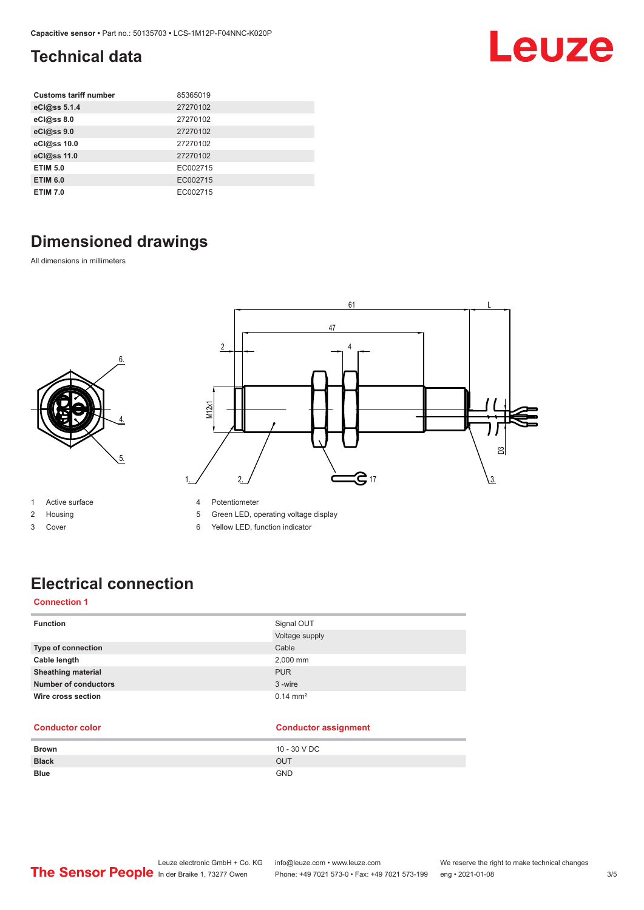## Technical data

| | |
|---|---|
| **Customs tariff number** | 85365019 |
| **eCl@ss 5.1.4** | 27270102 |
| **eCl@ss 8.0** | 27270102 |
| **eCl@ss 9.0** | 27270102 |
| **eCl@ss 10.0** | 27270102 |
| **eCl@ss 11.0** | 27270102 |
| **ETIM 5.0** | EC002715 |
| **ETIM 6.0** | EC002715 |
| **ETIM 7.0** | EC002715 |

## Dimensioned drawings

All dimensions in millimeters

1 Active surface
2 Housing
3 Cover
4 Potentiometer
5 Green LED, operating voltage display
6 Yellow LED, function indicator

## Electrical connection

### Connection 1

| | |
|---|---|
| **Function** | Signal OUT |
| | Voltage supply |
| **Type of connection** | Cable |
| **Cable length** | 2,000 mm |
| **Sheathing material** | PUR |
| **Number of conductors** | 3 -wire |
| **Wire cross section** | 0.14 mm² |

| Conductor color | Conductor assignment |
|---|---|
| **Brown** | 10 - 30 V DC |
| **Black** | OUT |
| **Blue** | GND |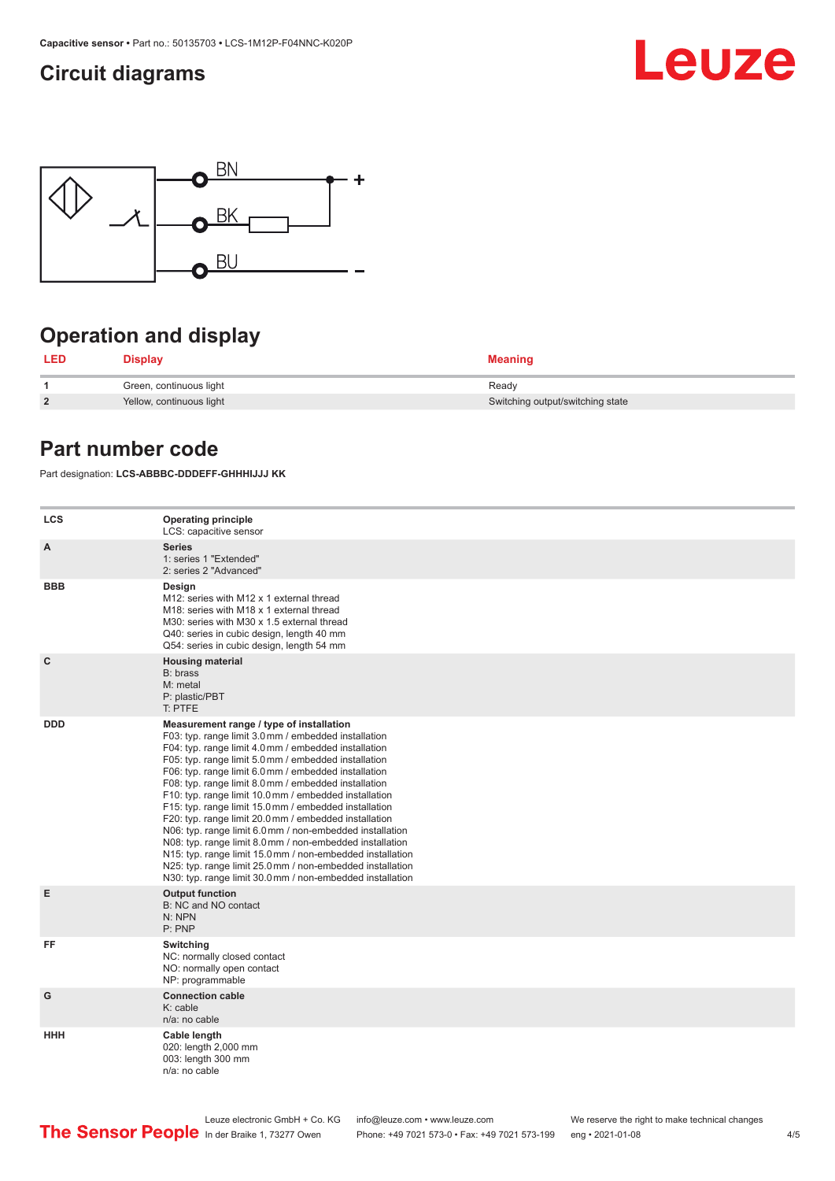## Circuit diagrams

BN +

BK

BU −

## Operation and display

| LED | Display | Meaning |
|---|---|---|
| 1 | Green, continuous light | Ready |
| 2 | Yellow, continuous light | Switching output/switching state |

## Part number code

Part designation: **LCS-ABBBC-DDDEFF-GHHHIJJJ KK**

| | |
|---|---|
| **LCS** | **Operating principle**<br>LCS: capacitive sensor |
| **A** | **Series**<br>1: series 1 "Extended"<br>2: series 2 "Advanced" |
| **BBB** | **Design**<br>M12: series with M12 x 1 external thread<br>M18: series with M18 x 1 external thread<br>M30: series with M30 x 1.5 external thread<br>Q40: series in cubic design, length 40 mm<br>Q54: series in cubic design, length 54 mm |
| **C** | **Housing material**<br>B: brass<br>M: metal<br>P: plastic/PBT<br>T: PTFE |
| **DDD** | **Measurement range / type of installation**<br>F03: typ. range limit 3.0 mm / embedded installation<br>F04: typ. range limit 4.0 mm / embedded installation<br>F05: typ. range limit 5.0 mm / embedded installation<br>F06: typ. range limit 6.0 mm / embedded installation<br>F08: typ. range limit 8.0 mm / embedded installation<br>F10: typ. range limit 10.0 mm / embedded installation<br>F15: typ. range limit 15.0 mm / embedded installation<br>F20: typ. range limit 20.0 mm / embedded installation<br>N06: typ. range limit 6.0 mm / non-embedded installation<br>N08: typ. range limit 8.0 mm / non-embedded installation<br>N15: typ. range limit 15.0 mm / non-embedded installation<br>N25: typ. range limit 25.0 mm / non-embedded installation<br>N30: typ. range limit 30.0 mm / non-embedded installation |
| **E** | **Output function**<br>B: NC and NO contact<br>N: NPN<br>P: PNP |
| **FF** | **Switching**<br>NC: normally closed contact<br>NO: normally open contact<br>NP: programmable |
| **G** | **Connection cable**<br>K: cable<br>n/a: no cable |
| **HHH** | **Cable length**<br>020: length 2,000 mm<br>003: length 300 mm<br>n/a: no cable |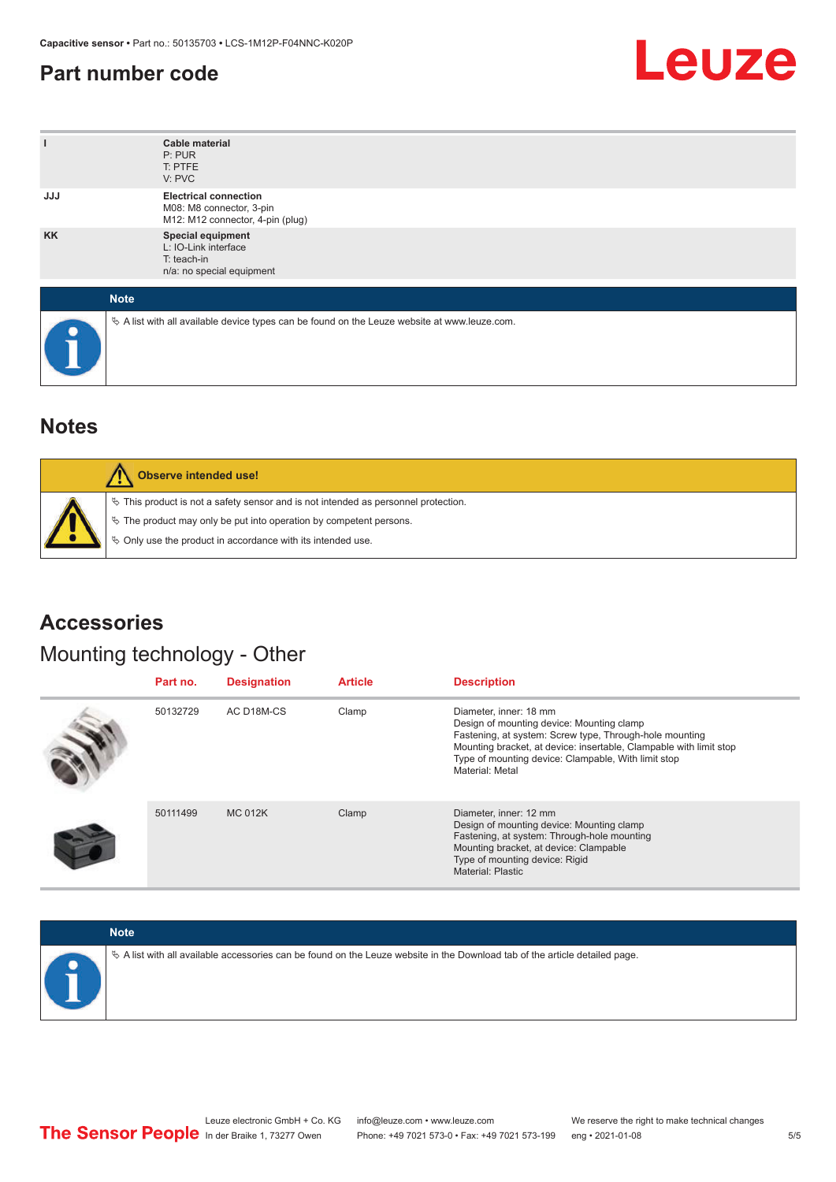# Part number code

| | |
|---|---|
| I | **Cable material**<br>P: PUR<br>T: PTFE<br>V: PVC |
| JJJ | **Electrical connection**<br>M08: M8 connector, 3-pin<br>M12: M12 connector, 4-pin (plug) |
| KK | **Special equipment**<br>L: IO-Link interface<br>T: teach-in<br>n/a: no special equipment |

**Note**

↳ A list with all available device types can be found on the Leuze website at www.leuze.com.

## Notes

**Observe intended use!**

↳ This product is not a safety sensor and is not intended as personnel protection.

↳ The product may only be put into operation by competent persons.

↳ Only use the product in accordance with its intended use.

## Accessories

### Mounting technology - Other

| | Part no. | Designation | Article | Description |
|---|---|---|---|---|
| | 50132729 | AC D18M-CS | Clamp | Diameter, inner: 18 mm<br>Design of mounting device: Mounting clamp<br>Fastening, at system: Screw type, Through-hole mounting<br>Mounting bracket, at device: insertable, Clampable with limit stop<br>Type of mounting device: Clampable, With limit stop<br>Material: Metal |
| | 50111499 | MC 012K | Clamp | Diameter, inner: 12 mm<br>Design of mounting device: Mounting clamp<br>Fastening, at system: Through-hole mounting<br>Mounting bracket, at device: Clampable<br>Type of mounting device: Rigid<br>Material: Plastic |

**Note**

↳ A list with all available accessories can be found on the Leuze website in the Download tab of the article detailed page.